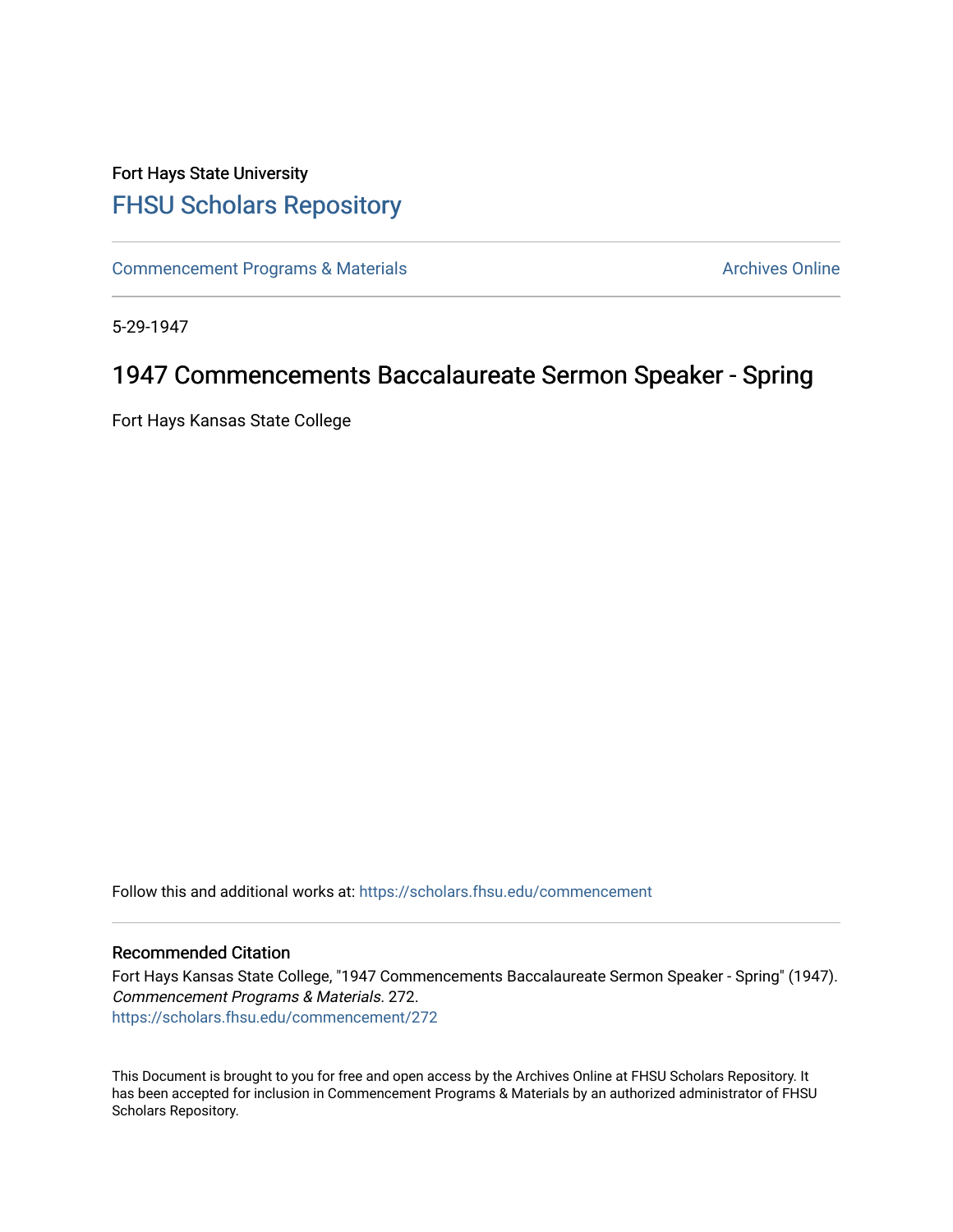Fort Hays State University

# FHSU Scholars Repository

Commencement Programs & Materials | Archives Online

5-29-1947

## 1947 Commencements Baccalaureate Sermon Speaker - Spring

Fort Hays Kansas State College

Follow this and additional works at: https://scholars.fhsu.edu/commencement

### Recommended Citation

Fort Hays Kansas State College, "1947 Commencements Baccalaureate Sermon Speaker - Spring" (1947). *Commencement Programs & Materials*. 272.
https://scholars.fhsu.edu/commencement/272

This Document is brought to you for free and open access by the Archives Online at FHSU Scholars Repository. It has been accepted for inclusion in Commencement Programs & Materials by an authorized administrator of FHSU Scholars Repository.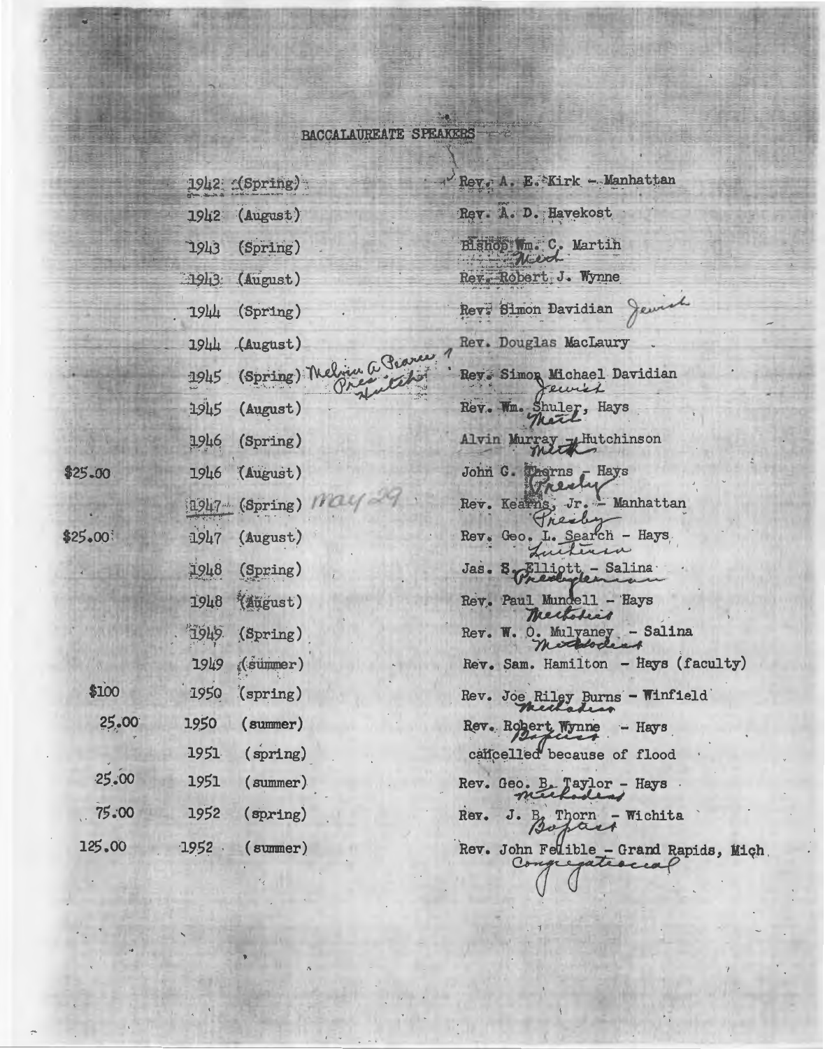# BACCALAUREATE SPEAKERS

| | | | |
|---|---|---|---|
| | 1942 | (Spring) | Rev. A. E. Kirk - Manhattan |
| | 1942 | (August) | Rev. A. D. Havekost |
| | 1943 | (Spring) | Bishop Wm. C. Martin *Meth* |
| | 1943 | (August) | Rev. Robert J. Wynne |
| | 1944 | (Spring) | Rev. Simon Davidian *Jewish* |
| | 1944 | (August) | Rev. Douglas MacLaury |
| | 1945 | (Spring) *Melvin A Pearce Pres. Hutch* | Rev. Simon Michael Davidian *Jewish* |
| | 1945 | (August) | Rev. Wm. Shuler, Hays *Meth* |
| | 1946 | (Spring) | Alvin Murray - Hutchinson *Meth* |
| $25.00 | 1946 | (August) | John G. Therns - Hays *Presby* |
| | 1947 | (Spring) *May 29* | Rev. Kearns, Jr. - Manhattan *Presby* |
| $25.00 | 1947 | (August) | Rev. Geo. L. Search - Hays *Lutheran* |
| | 1948 | (Spring) | Jas. S. Elliott - Salina *Presbyterian* |
| | 1948 | (August) | Rev. Paul Mundell - Hays *Methodist* |
| | 1949 | (Spring) | Rev. W. O. Mulvaney - Salina *Methodist* |
| | 1949 | (summer) | Rev. Sam. Hamilton - Hays (faculty) |
| $100 | 1950 | (spring) | Rev. Joe Riley Burns - Winfield *Methodist* |
| 25.00 | 1950 | (summer) | Rev. Robert Wynne - Hays *Baptist* |
| | 1951 | (spring) | cancelled because of flood |
| 25.00 | 1951 | (summer) | Rev. Geo. B. Taylor - Hays *Methodist* |
| 75.00 | 1952 | (spring) | Rev. J. B. Thorn - Wichita *Baptist* |
| 125.00 | 1952 | (summer) | Rev. John Felible - Grand Rapids, Mich. *Congregational* |